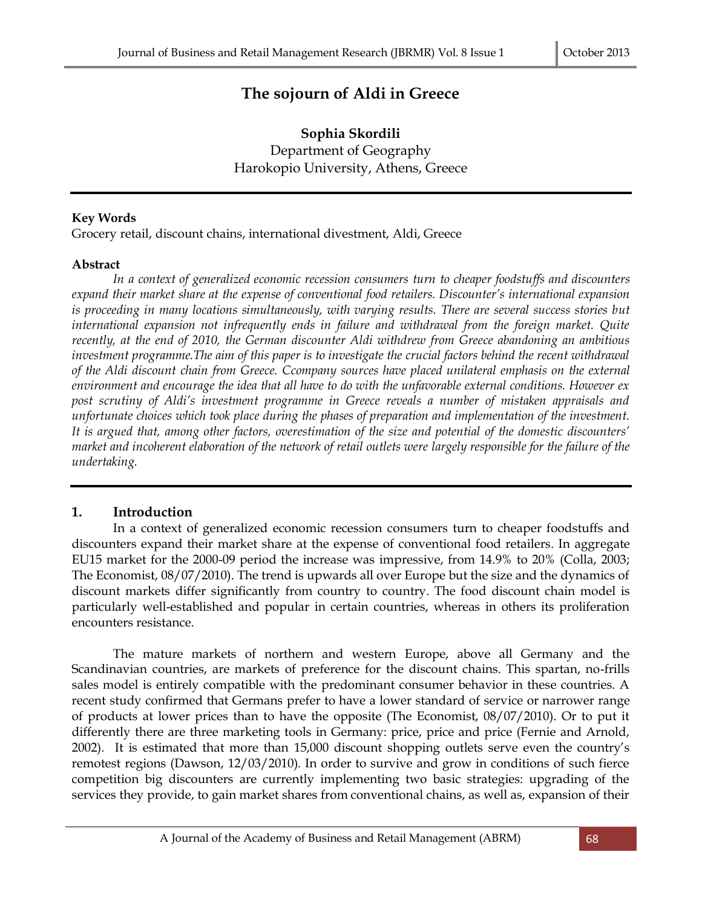# The sojourn of Aldi in Greece

**Sophia Skordili**
Department of Geography
Harokopio University, Athens, Greece

---

#### Key Words

Grocery retail, discount chains, international divestment, Aldi, Greece

#### Abstract

*In a context of generalized economic recession consumers turn to cheaper foodstuffs and discounters expand their market share at the expense of conventional food retailers. Discounter's international expansion is proceeding in many locations simultaneously, with varying results. There are several success stories but international expansion not infrequently ends in failure and withdrawal from the foreign market. Quite recently, at the end of 2010, the German discounter Aldi withdrew from Greece abandoning an ambitious investment programme.The aim of this paper is to investigate the crucial factors behind the recent withdrawal of the Aldi discount chain from Greece. Ccompany sources have placed unilateral emphasis on the external environment and encourage the idea that all have to do with the unfavorable external conditions. However ex post scrutiny of Aldi's investment programme in Greece reveals a number of mistaken appraisals and unfortunate choices which took place during the phases of preparation and implementation of the investment. It is argued that, among other factors, overestimation of the size and potential of the domestic discounters' market and incoherent elaboration of the network of retail outlets were largely responsible for the failure of the undertaking.*

---

## 1. Introduction

In a context of generalized economic recession consumers turn to cheaper foodstuffs and discounters expand their market share at the expense of conventional food retailers. In aggregate EU15 market for the 2000-09 period the increase was impressive, from 14.9% to 20% (Colla, 2003; The Economist, 08/07/2010). The trend is upwards all over Europe but the size and the dynamics of discount markets differ significantly from country to country. The food discount chain model is particularly well-established and popular in certain countries, whereas in others its proliferation encounters resistance.

The mature markets of northern and western Europe, above all Germany and the Scandinavian countries, are markets of preference for the discount chains. This spartan, no-frills sales model is entirely compatible with the predominant consumer behavior in these countries. A recent study confirmed that Germans prefer to have a lower standard of service or narrower range of products at lower prices than to have the opposite (The Economist, 08/07/2010). Or to put it differently there are three marketing tools in Germany: price, price and price (Fernie and Arnold, 2002). It is estimated that more than 15,000 discount shopping outlets serve even the country's remotest regions (Dawson, 12/03/2010). In order to survive and grow in conditions of such fierce competition big discounters are currently implementing two basic strategies: upgrading of the services they provide, to gain market shares from conventional chains, as well as, expansion of their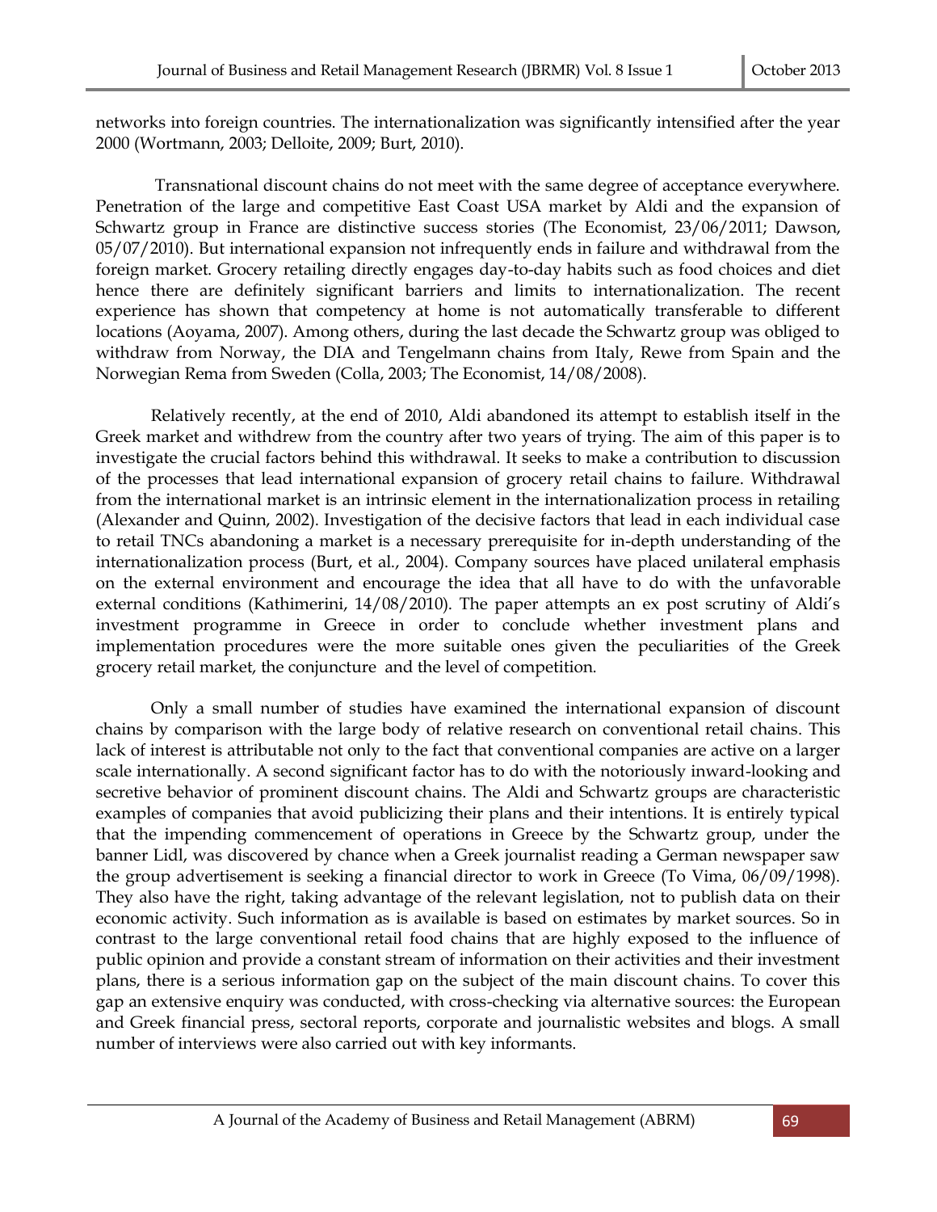networks into foreign countries. The internationalization was significantly intensified after the year 2000 (Wortmann, 2003; Delloite, 2009; Burt, 2010).

Transnational discount chains do not meet with the same degree of acceptance everywhere. Penetration of the large and competitive East Coast USA market by Aldi and the expansion of Schwartz group in France are distinctive success stories (The Economist, 23/06/2011; Dawson, 05/07/2010). But international expansion not infrequently ends in failure and withdrawal from the foreign market. Grocery retailing directly engages day-to-day habits such as food choices and diet hence there are definitely significant barriers and limits to internationalization. The recent experience has shown that competency at home is not automatically transferable to different locations (Aoyama, 2007). Among others, during the last decade the Schwartz group was obliged to withdraw from Norway, the DIA and Tengelmann chains from Italy, Rewe from Spain and the Norwegian Rema from Sweden (Colla, 2003; The Economist, 14/08/2008).

Relatively recently, at the end of 2010, Aldi abandoned its attempt to establish itself in the Greek market and withdrew from the country after two years of trying. The aim of this paper is to investigate the crucial factors behind this withdrawal. It seeks to make a contribution to discussion of the processes that lead international expansion of grocery retail chains to failure. Withdrawal from the international market is an intrinsic element in the internationalization process in retailing (Alexander and Quinn, 2002). Investigation of the decisive factors that lead in each individual case to retail TNCs abandoning a market is a necessary prerequisite for in-depth understanding of the internationalization process (Burt, et al., 2004). Company sources have placed unilateral emphasis on the external environment and encourage the idea that all have to do with the unfavorable external conditions (Kathimerini, 14/08/2010). The paper attempts an ex post scrutiny of Aldi's investment programme in Greece in order to conclude whether investment plans and implementation procedures were the more suitable ones given the peculiarities of the Greek grocery retail market, the conjuncture and the level of competition.

Only a small number of studies have examined the international expansion of discount chains by comparison with the large body of relative research on conventional retail chains. This lack of interest is attributable not only to the fact that conventional companies are active on a larger scale internationally. A second significant factor has to do with the notoriously inward-looking and secretive behavior of prominent discount chains. The Aldi and Schwartz groups are characteristic examples of companies that avoid publicizing their plans and their intentions. It is entirely typical that the impending commencement of operations in Greece by the Schwartz group, under the banner Lidl, was discovered by chance when a Greek journalist reading a German newspaper saw the group advertisement is seeking a financial director to work in Greece (To Vima, 06/09/1998). They also have the right, taking advantage of the relevant legislation, not to publish data on their economic activity. Such information as is available is based on estimates by market sources. So in contrast to the large conventional retail food chains that are highly exposed to the influence of public opinion and provide a constant stream of information on their activities and their investment plans, there is a serious information gap on the subject of the main discount chains. To cover this gap an extensive enquiry was conducted, with cross-checking via alternative sources: the European and Greek financial press, sectoral reports, corporate and journalistic websites and blogs. A small number of interviews were also carried out with key informants.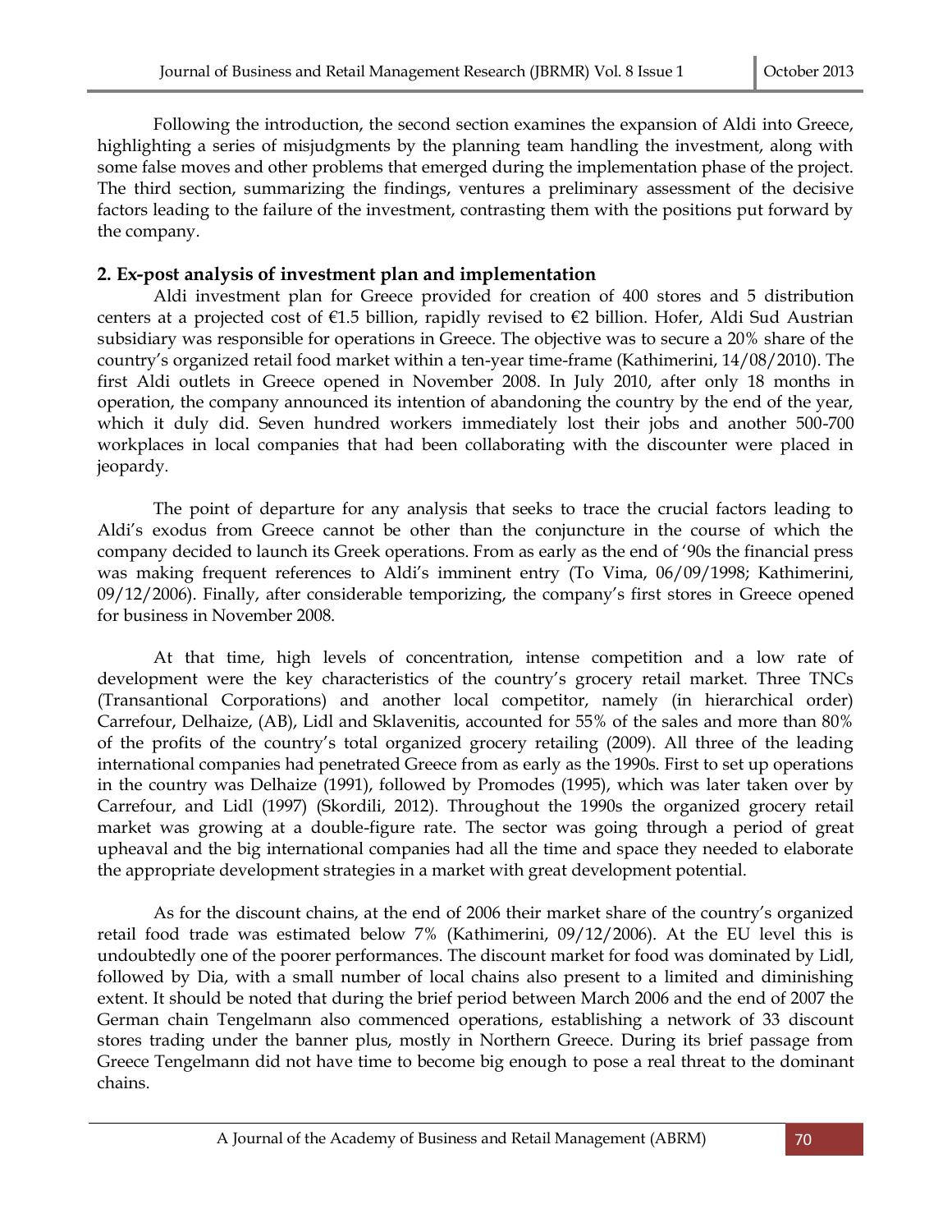Following the introduction, the second section examines the expansion of Aldi into Greece, highlighting a series of misjudgments by the planning team handling the investment, along with some false moves and other problems that emerged during the implementation phase of the project. The third section, summarizing the findings, ventures a preliminary assessment of the decisive factors leading to the failure of the investment, contrasting them with the positions put forward by the company.

## 2. Ex-post analysis of investment plan and implementation

Aldi investment plan for Greece provided for creation of 400 stores and 5 distribution centers at a projected cost of €1.5 billion, rapidly revised to €2 billion. Hofer, Aldi Sud Austrian subsidiary was responsible for operations in Greece. The objective was to secure a 20% share of the country's organized retail food market within a ten-year time-frame (Kathimerini, 14/08/2010). The first Aldi outlets in Greece opened in November 2008. In July 2010, after only 18 months in operation, the company announced its intention of abandoning the country by the end of the year, which it duly did. Seven hundred workers immediately lost their jobs and another 500-700 workplaces in local companies that had been collaborating with the discounter were placed in jeopardy.

The point of departure for any analysis that seeks to trace the crucial factors leading to Aldi's exodus from Greece cannot be other than the conjuncture in the course of which the company decided to launch its Greek operations. From as early as the end of '90s the financial press was making frequent references to Aldi's imminent entry (To Vima, 06/09/1998; Kathimerini, 09/12/2006). Finally, after considerable temporizing, the company's first stores in Greece opened for business in November 2008.

At that time, high levels of concentration, intense competition and a low rate of development were the key characteristics of the country's grocery retail market. Three TNCs (Transantional Corporations) and another local competitor, namely (in hierarchical order) Carrefour, Delhaize, (AB), Lidl and Sklavenitis, accounted for 55% of the sales and more than 80% of the profits of the country's total organized grocery retailing (2009). All three of the leading international companies had penetrated Greece from as early as the 1990s. First to set up operations in the country was Delhaize (1991), followed by Promodes (1995), which was later taken over by Carrefour, and Lidl (1997) (Skordili, 2012). Throughout the 1990s the organized grocery retail market was growing at a double-figure rate. The sector was going through a period of great upheaval and the big international companies had all the time and space they needed to elaborate the appropriate development strategies in a market with great development potential.

As for the discount chains, at the end of 2006 their market share of the country's organized retail food trade was estimated below 7% (Kathimerini, 09/12/2006). At the EU level this is undoubtedly one of the poorer performances. The discount market for food was dominated by Lidl, followed by Dia, with a small number of local chains also present to a limited and diminishing extent. It should be noted that during the brief period between March 2006 and the end of 2007 the German chain Tengelmann also commenced operations, establishing a network of 33 discount stores trading under the banner plus, mostly in Northern Greece. During its brief passage from Greece Tengelmann did not have time to become big enough to pose a real threat to the dominant chains.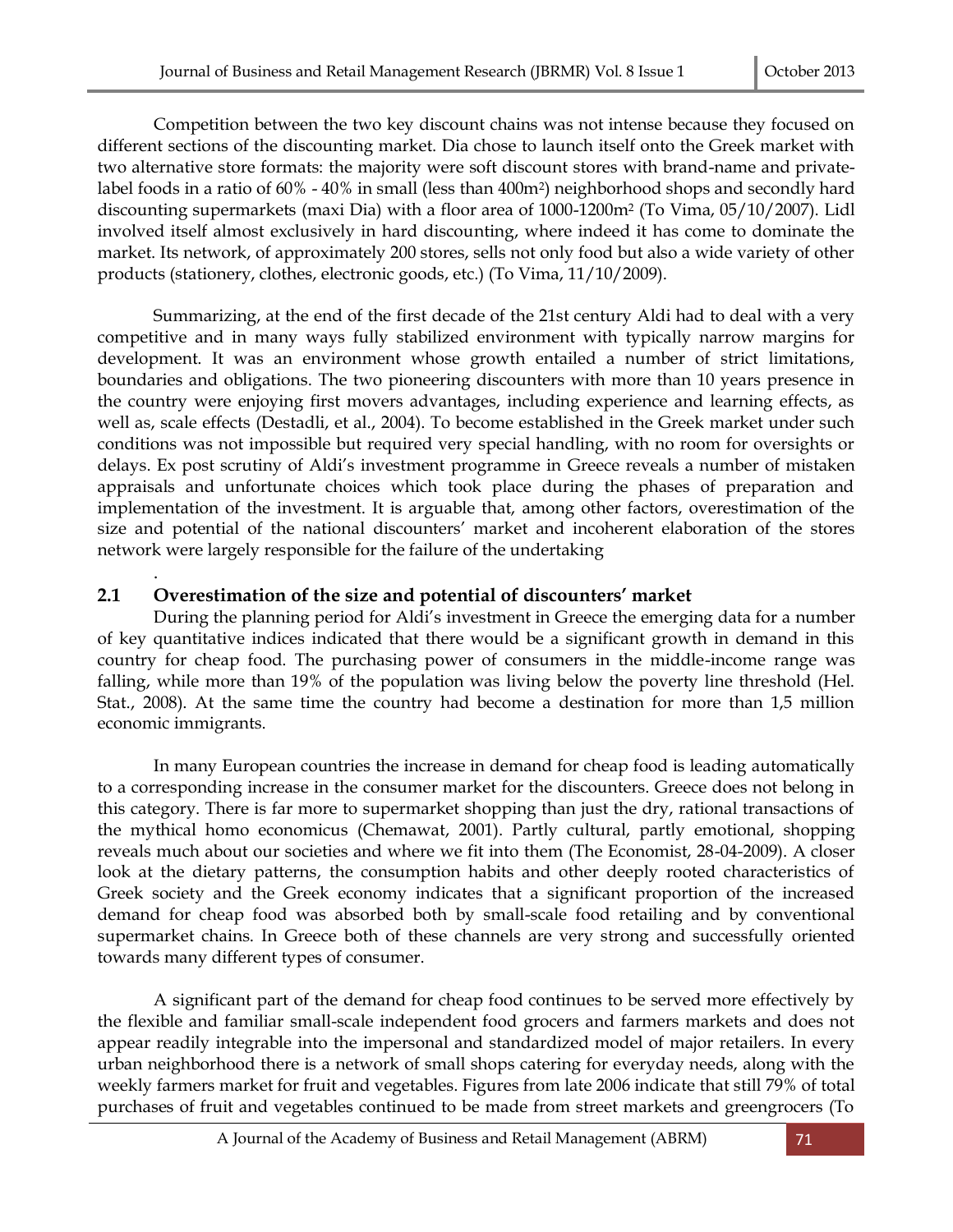Competition between the two key discount chains was not intense because they focused on different sections of the discounting market. Dia chose to launch itself onto the Greek market with two alternative store formats: the majority were soft discount stores with brand-name and private-label foods in a ratio of 60% - 40% in small (less than 400m$^2$) neighborhood shops and secondly hard discounting supermarkets (maxi Dia) with a floor area of 1000-1200m$^2$ (To Vima, 05/10/2007). Lidl involved itself almost exclusively in hard discounting, where indeed it has come to dominate the market. Its network, of approximately 200 stores, sells not only food but also a wide variety of other products (stationery, clothes, electronic goods, etc.) (To Vima, 11/10/2009).

Summarizing, at the end of the first decade of the 21st century Aldi had to deal with a very competitive and in many ways fully stabilized environment with typically narrow margins for development. It was an environment whose growth entailed a number of strict limitations, boundaries and obligations. The two pioneering discounters with more than 10 years presence in the country were enjoying first movers advantages, including experience and learning effects, as well as, scale effects (Destadli, et al., 2004). To become established in the Greek market under such conditions was not impossible but required very special handling, with no room for oversights or delays. Ex post scrutiny of Aldi's investment programme in Greece reveals a number of mistaken appraisals and unfortunate choices which took place during the phases of preparation and implementation of the investment. It is arguable that, among other factors, overestimation of the size and potential of the national discounters' market and incoherent elaboration of the stores network were largely responsible for the failure of the undertaking

.

## 2.1 Overestimation of the size and potential of discounters' market

During the planning period for Aldi's investment in Greece the emerging data for a number of key quantitative indices indicated that there would be a significant growth in demand in this country for cheap food. The purchasing power of consumers in the middle-income range was falling, while more than 19% of the population was living below the poverty line threshold (Hel. Stat., 2008). At the same time the country had become a destination for more than 1,5 million economic immigrants.

In many European countries the increase in demand for cheap food is leading automatically to a corresponding increase in the consumer market for the discounters. Greece does not belong in this category. There is far more to supermarket shopping than just the dry, rational transactions of the mythical homo economicus (Chemawat, 2001). Partly cultural, partly emotional, shopping reveals much about our societies and where we fit into them (The Economist, 28-04-2009). A closer look at the dietary patterns, the consumption habits and other deeply rooted characteristics of Greek society and the Greek economy indicates that a significant proportion of the increased demand for cheap food was absorbed both by small-scale food retailing and by conventional supermarket chains. In Greece both of these channels are very strong and successfully oriented towards many different types of consumer.

A significant part of the demand for cheap food continues to be served more effectively by the flexible and familiar small-scale independent food grocers and farmers markets and does not appear readily integrable into the impersonal and standardized model of major retailers. In every urban neighborhood there is a network of small shops catering for everyday needs, along with the weekly farmers market for fruit and vegetables. Figures from late 2006 indicate that still 79% of total purchases of fruit and vegetables continued to be made from street markets and greengrocers (To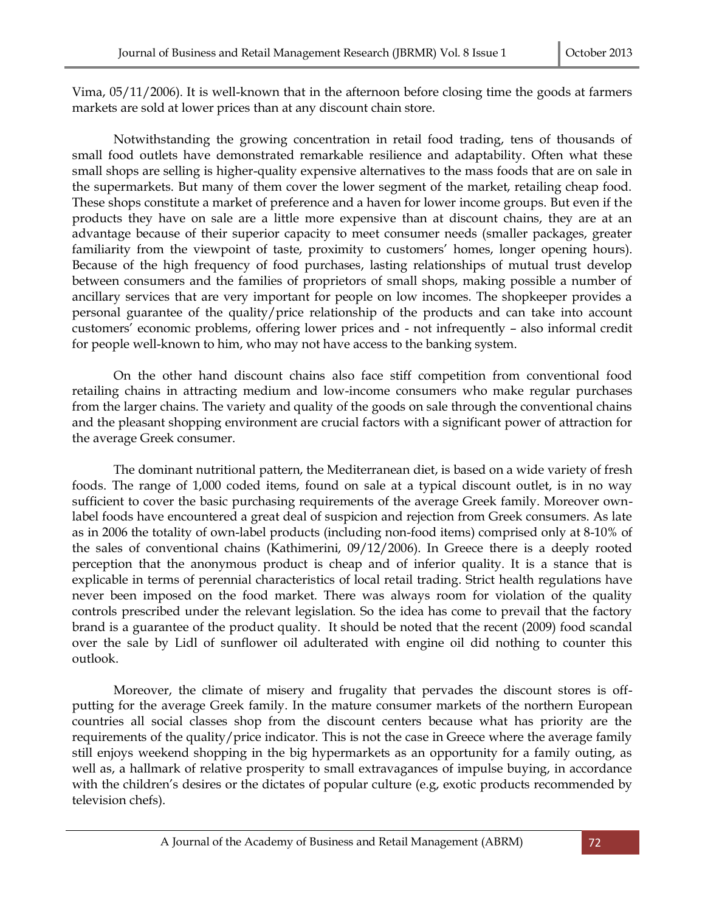Vima, 05/11/2006). It is well-known that in the afternoon before closing time the goods at farmers markets are sold at lower prices than at any discount chain store.

Notwithstanding the growing concentration in retail food trading, tens of thousands of small food outlets have demonstrated remarkable resilience and adaptability. Often what these small shops are selling is higher-quality expensive alternatives to the mass foods that are on sale in the supermarkets. But many of them cover the lower segment of the market, retailing cheap food. These shops constitute a market of preference and a haven for lower income groups. But even if the products they have on sale are a little more expensive than at discount chains, they are at an advantage because of their superior capacity to meet consumer needs (smaller packages, greater familiarity from the viewpoint of taste, proximity to customers' homes, longer opening hours). Because of the high frequency of food purchases, lasting relationships of mutual trust develop between consumers and the families of proprietors of small shops, making possible a number of ancillary services that are very important for people on low incomes. The shopkeeper provides a personal guarantee of the quality/price relationship of the products and can take into account customers' economic problems, offering lower prices and - not infrequently – also informal credit for people well-known to him, who may not have access to the banking system.

On the other hand discount chains also face stiff competition from conventional food retailing chains in attracting medium and low-income consumers who make regular purchases from the larger chains. The variety and quality of the goods on sale through the conventional chains and the pleasant shopping environment are crucial factors with a significant power of attraction for the average Greek consumer.

The dominant nutritional pattern, the Mediterranean diet, is based on a wide variety of fresh foods. The range of 1,000 coded items, found on sale at a typical discount outlet, is in no way sufficient to cover the basic purchasing requirements of the average Greek family. Moreover own-label foods have encountered a great deal of suspicion and rejection from Greek consumers. As late as in 2006 the totality of own-label products (including non-food items) comprised only at 8-10% of the sales of conventional chains (Kathimerini, 09/12/2006). In Greece there is a deeply rooted perception that the anonymous product is cheap and of inferior quality. It is a stance that is explicable in terms of perennial characteristics of local retail trading. Strict health regulations have never been imposed on the food market. There was always room for violation of the quality controls prescribed under the relevant legislation. So the idea has come to prevail that the factory brand is a guarantee of the product quality. It should be noted that the recent (2009) food scandal over the sale by Lidl of sunflower oil adulterated with engine oil did nothing to counter this outlook.

Moreover, the climate of misery and frugality that pervades the discount stores is off-putting for the average Greek family. In the mature consumer markets of the northern European countries all social classes shop from the discount centers because what has priority are the requirements of the quality/price indicator. This is not the case in Greece where the average family still enjoys weekend shopping in the big hypermarkets as an opportunity for a family outing, as well as, a hallmark of relative prosperity to small extravagances of impulse buying, in accordance with the children's desires or the dictates of popular culture (e.g, exotic products recommended by television chefs).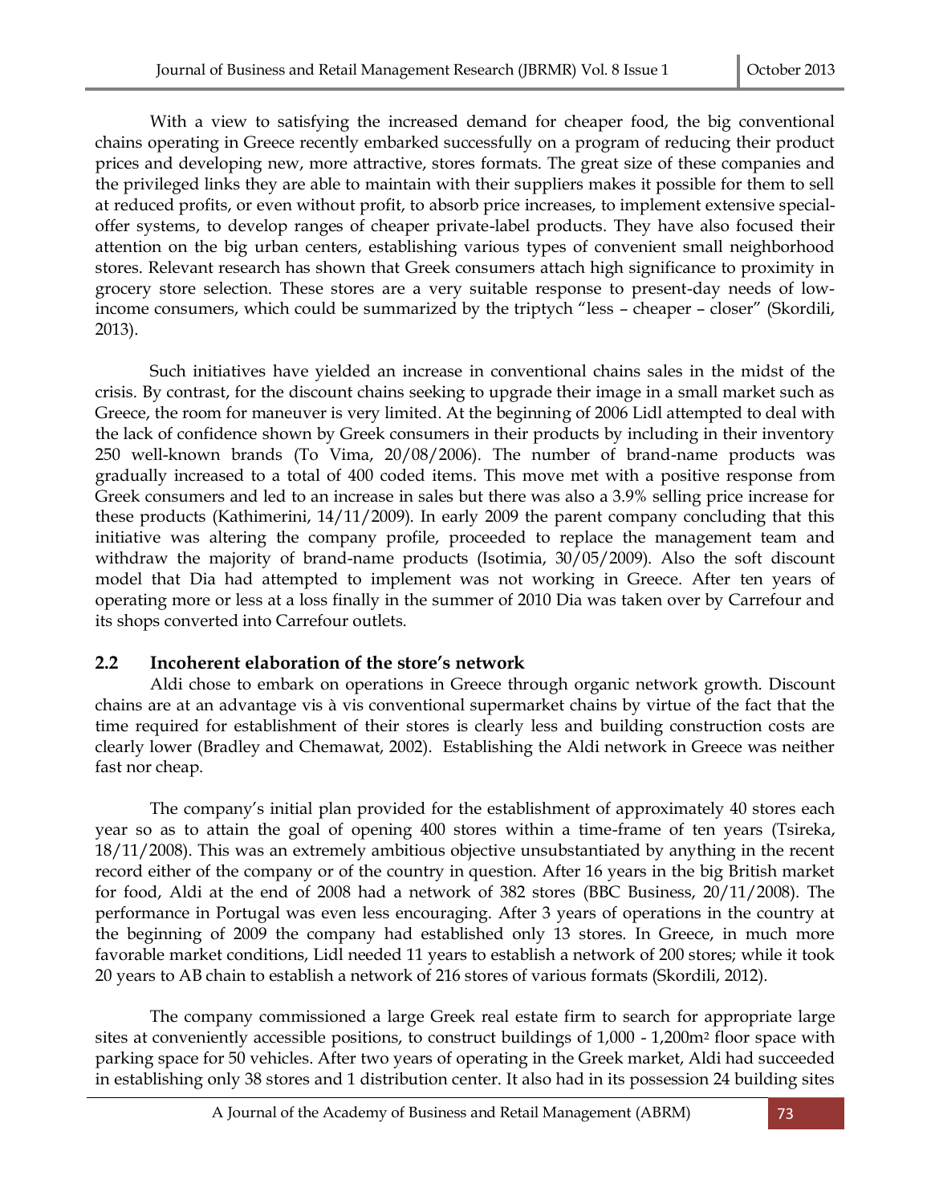With a view to satisfying the increased demand for cheaper food, the big conventional chains operating in Greece recently embarked successfully on a program of reducing their product prices and developing new, more attractive, stores formats. The great size of these companies and the privileged links they are able to maintain with their suppliers makes it possible for them to sell at reduced profits, or even without profit, to absorb price increases, to implement extensive special-offer systems, to develop ranges of cheaper private-label products. They have also focused their attention on the big urban centers, establishing various types of convenient small neighborhood stores. Relevant research has shown that Greek consumers attach high significance to proximity in grocery store selection. These stores are a very suitable response to present-day needs of low-income consumers, which could be summarized by the triptych "less – cheaper – closer" (Skordili, 2013).

Such initiatives have yielded an increase in conventional chains sales in the midst of the crisis. By contrast, for the discount chains seeking to upgrade their image in a small market such as Greece, the room for maneuver is very limited. At the beginning of 2006 Lidl attempted to deal with the lack of confidence shown by Greek consumers in their products by including in their inventory 250 well-known brands (To Vima, 20/08/2006). The number of brand-name products was gradually increased to a total of 400 coded items. This move met with a positive response from Greek consumers and led to an increase in sales but there was also a 3.9% selling price increase for these products (Kathimerini, 14/11/2009). In early 2009 the parent company concluding that this initiative was altering the company profile, proceeded to replace the management team and withdraw the majority of brand-name products (Isotimia, 30/05/2009). Also the soft discount model that Dia had attempted to implement was not working in Greece. After ten years of operating more or less at a loss finally in the summer of 2010 Dia was taken over by Carrefour and its shops converted into Carrefour outlets.

## 2.2 Incoherent elaboration of the store's network

Aldi chose to embark on operations in Greece through organic network growth. Discount chains are at an advantage vis à vis conventional supermarket chains by virtue of the fact that the time required for establishment of their stores is clearly less and building construction costs are clearly lower (Bradley and Chemawat, 2002). Establishing the Aldi network in Greece was neither fast nor cheap.

The company's initial plan provided for the establishment of approximately 40 stores each year so as to attain the goal of opening 400 stores within a time-frame of ten years (Tsireka, 18/11/2008). This was an extremely ambitious objective unsubstantiated by anything in the recent record either of the company or of the country in question. After 16 years in the big British market for food, Aldi at the end of 2008 had a network of 382 stores (BBC Business, 20/11/2008). The performance in Portugal was even less encouraging. After 3 years of operations in the country at the beginning of 2009 the company had established only 13 stores. In Greece, in much more favorable market conditions, Lidl needed 11 years to establish a network of 200 stores; while it took 20 years to AB chain to establish a network of 216 stores of various formats (Skordili, 2012).

The company commissioned a large Greek real estate firm to search for appropriate large sites at conveniently accessible positions, to construct buildings of 1,000 - 1,200m$^2$ floor space with parking space for 50 vehicles. After two years of operating in the Greek market, Aldi had succeeded in establishing only 38 stores and 1 distribution center. It also had in its possession 24 building sites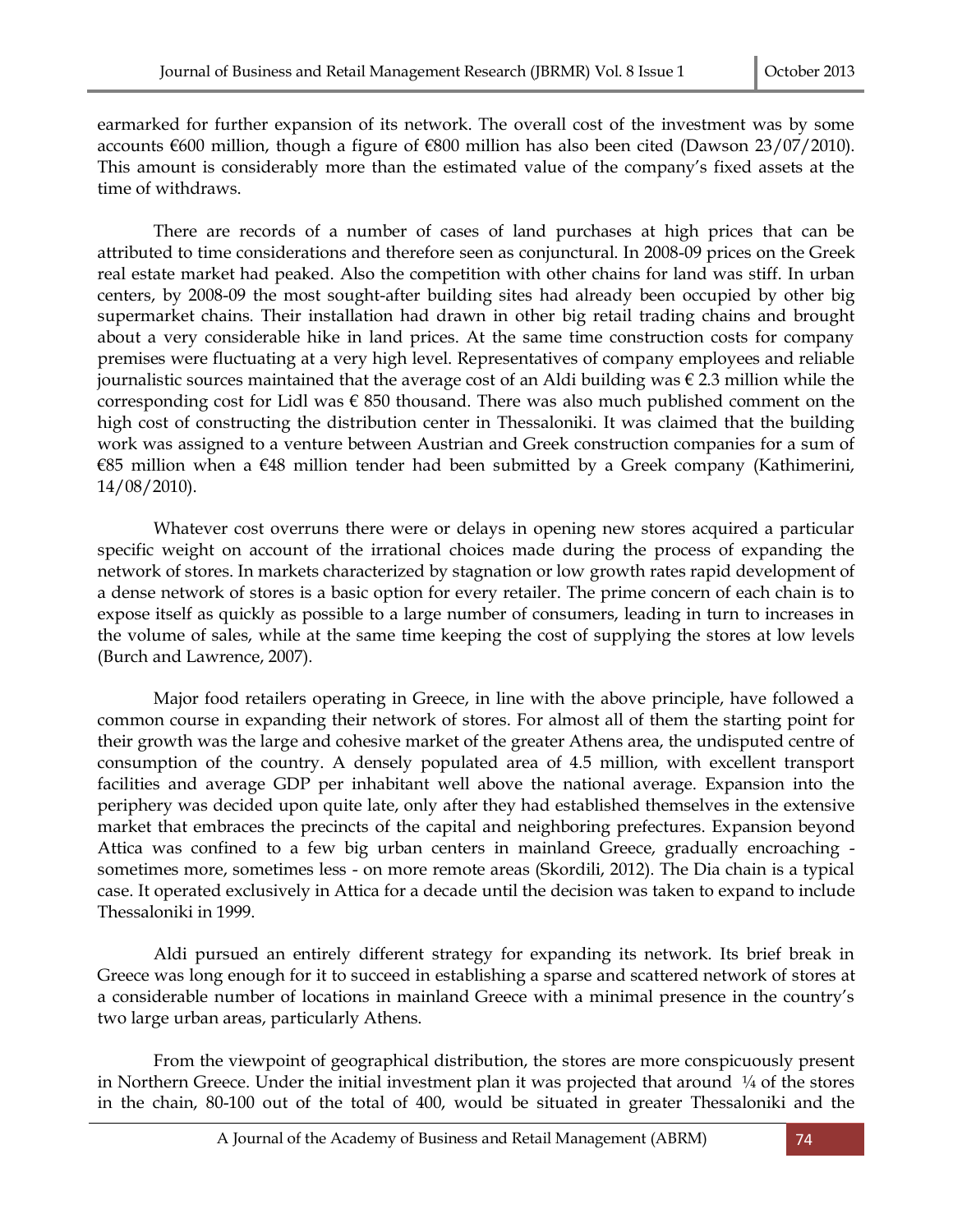earmarked for further expansion of its network. The overall cost of the investment was by some accounts €600 million, though a figure of €800 million has also been cited (Dawson 23/07/2010). This amount is considerably more than the estimated value of the company's fixed assets at the time of withdraws.

There are records of a number of cases of land purchases at high prices that can be attributed to time considerations and therefore seen as conjunctural. In 2008-09 prices on the Greek real estate market had peaked. Also the competition with other chains for land was stiff. In urban centers, by 2008-09 the most sought-after building sites had already been occupied by other big supermarket chains. Their installation had drawn in other big retail trading chains and brought about a very considerable hike in land prices. At the same time construction costs for company premises were fluctuating at a very high level. Representatives of company employees and reliable journalistic sources maintained that the average cost of an Aldi building was € 2.3 million while the corresponding cost for Lidl was € 850 thousand. There was also much published comment on the high cost of constructing the distribution center in Thessaloniki. It was claimed that the building work was assigned to a venture between Austrian and Greek construction companies for a sum of €85 million when a €48 million tender had been submitted by a Greek company (Kathimerini, 14/08/2010).

Whatever cost overruns there were or delays in opening new stores acquired a particular specific weight on account of the irrational choices made during the process of expanding the network of stores. In markets characterized by stagnation or low growth rates rapid development of a dense network of stores is a basic option for every retailer. The prime concern of each chain is to expose itself as quickly as possible to a large number of consumers, leading in turn to increases in the volume of sales, while at the same time keeping the cost of supplying the stores at low levels (Burch and Lawrence, 2007).

Major food retailers operating in Greece, in line with the above principle, have followed a common course in expanding their network of stores. For almost all of them the starting point for their growth was the large and cohesive market of the greater Athens area, the undisputed centre of consumption of the country. A densely populated area of 4.5 million, with excellent transport facilities and average GDP per inhabitant well above the national average. Expansion into the periphery was decided upon quite late, only after they had established themselves in the extensive market that embraces the precincts of the capital and neighboring prefectures. Expansion beyond Attica was confined to a few big urban centers in mainland Greece, gradually encroaching - sometimes more, sometimes less - on more remote areas (Skordili, 2012). The Dia chain is a typical case. It operated exclusively in Attica for a decade until the decision was taken to expand to include Thessaloniki in 1999.

Aldi pursued an entirely different strategy for expanding its network. Its brief break in Greece was long enough for it to succeed in establishing a sparse and scattered network of stores at a considerable number of locations in mainland Greece with a minimal presence in the country's two large urban areas, particularly Athens.

From the viewpoint of geographical distribution, the stores are more conspicuously present in Northern Greece. Under the initial investment plan it was projected that around ¼ of the stores in the chain, 80-100 out of the total of 400, would be situated in greater Thessaloniki and the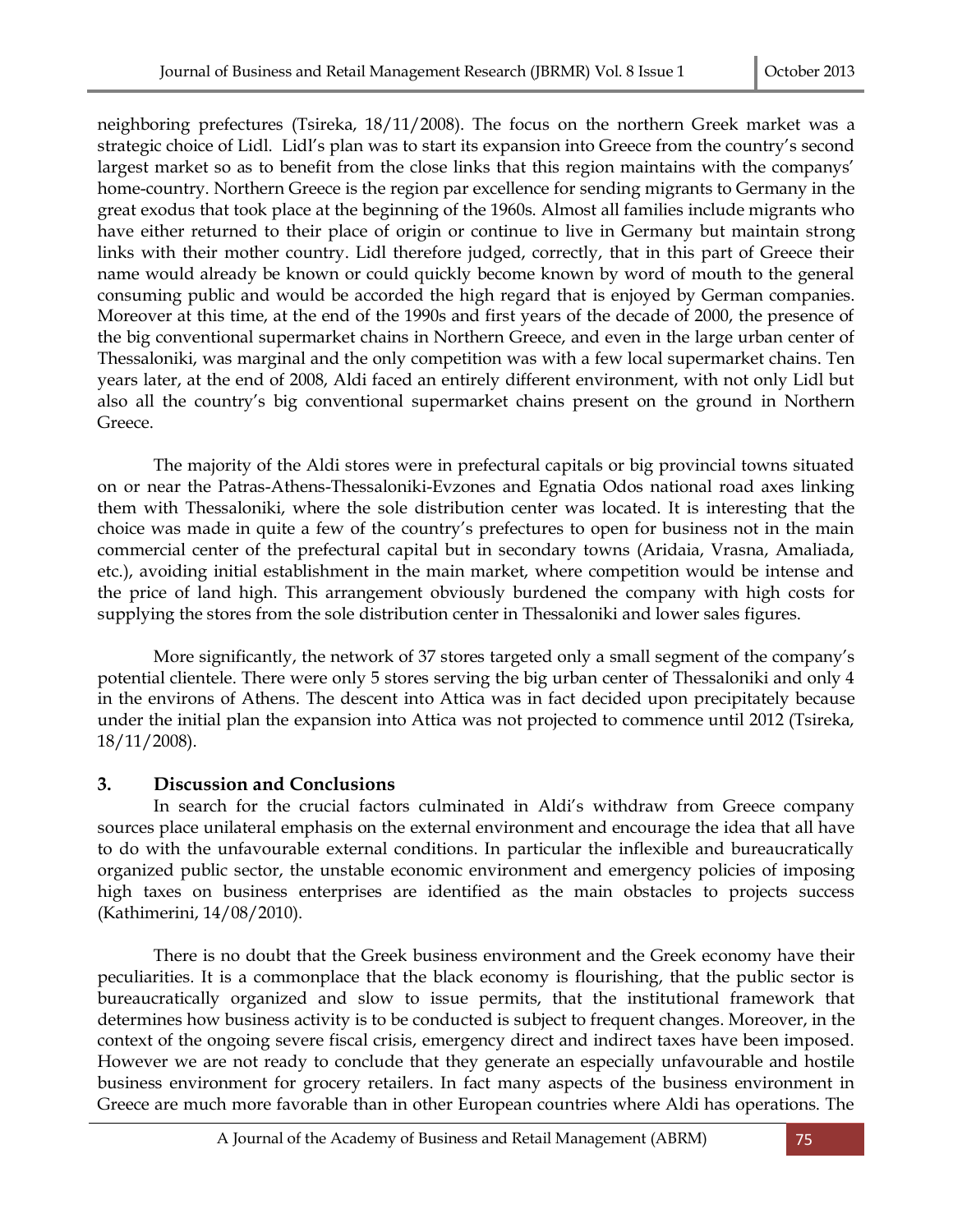neighboring prefectures (Tsireka, 18/11/2008). The focus on the northern Greek market was a strategic choice of Lidl. Lidl's plan was to start its expansion into Greece from the country's second largest market so as to benefit from the close links that this region maintains with the companys' home-country. Northern Greece is the region par excellence for sending migrants to Germany in the great exodus that took place at the beginning of the 1960s. Almost all families include migrants who have either returned to their place of origin or continue to live in Germany but maintain strong links with their mother country. Lidl therefore judged, correctly, that in this part of Greece their name would already be known or could quickly become known by word of mouth to the general consuming public and would be accorded the high regard that is enjoyed by German companies. Moreover at this time, at the end of the 1990s and first years of the decade of 2000, the presence of the big conventional supermarket chains in Northern Greece, and even in the large urban center of Thessaloniki, was marginal and the only competition was with a few local supermarket chains. Ten years later, at the end of 2008, Aldi faced an entirely different environment, with not only Lidl but also all the country's big conventional supermarket chains present on the ground in Northern Greece.

The majority of the Aldi stores were in prefectural capitals or big provincial towns situated on or near the Patras-Athens-Thessaloniki-Evzones and Egnatia Odos national road axes linking them with Thessaloniki, where the sole distribution center was located. It is interesting that the choice was made in quite a few of the country's prefectures to open for business not in the main commercial center of the prefectural capital but in secondary towns (Aridaia, Vrasna, Amaliada, etc.), avoiding initial establishment in the main market, where competition would be intense and the price of land high. This arrangement obviously burdened the company with high costs for supplying the stores from the sole distribution center in Thessaloniki and lower sales figures.

More significantly, the network of 37 stores targeted only a small segment of the company's potential clientele. There were only 5 stores serving the big urban center of Thessaloniki and only 4 in the environs of Athens. The descent into Attica was in fact decided upon precipitately because under the initial plan the expansion into Attica was not projected to commence until 2012 (Tsireka, 18/11/2008).

## 3. Discussion and Conclusions

In search for the crucial factors culminated in Aldi's withdraw from Greece company sources place unilateral emphasis on the external environment and encourage the idea that all have to do with the unfavourable external conditions. In particular the inflexible and bureaucratically organized public sector, the unstable economic environment and emergency policies of imposing high taxes on business enterprises are identified as the main obstacles to projects success (Kathimerini, 14/08/2010).

There is no doubt that the Greek business environment and the Greek economy have their peculiarities. It is a commonplace that the black economy is flourishing, that the public sector is bureaucratically organized and slow to issue permits, that the institutional framework that determines how business activity is to be conducted is subject to frequent changes. Moreover, in the context of the ongoing severe fiscal crisis, emergency direct and indirect taxes have been imposed. However we are not ready to conclude that they generate an especially unfavourable and hostile business environment for grocery retailers. In fact many aspects of the business environment in Greece are much more favorable than in other European countries where Aldi has operations. The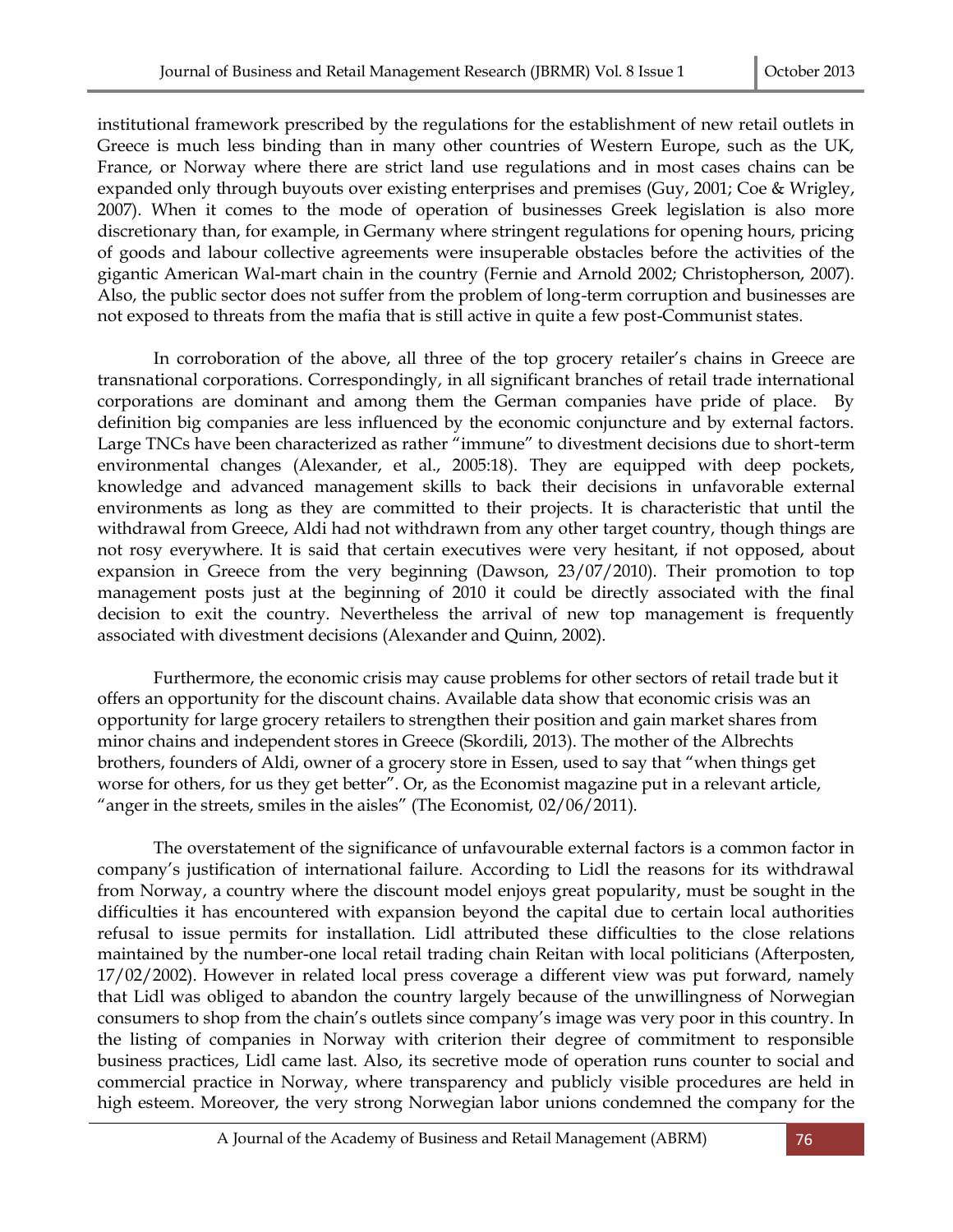institutional framework prescribed by the regulations for the establishment of new retail outlets in Greece is much less binding than in many other countries of Western Europe, such as the UK, France, or Norway where there are strict land use regulations and in most cases chains can be expanded only through buyouts over existing enterprises and premises (Guy, 2001; Coe & Wrigley, 2007). When it comes to the mode of operation of businesses Greek legislation is also more discretionary than, for example, in Germany where stringent regulations for opening hours, pricing of goods and labour collective agreements were insuperable obstacles before the activities of the gigantic American Wal-mart chain in the country (Fernie and Arnold 2002; Christopherson, 2007). Also, the public sector does not suffer from the problem of long-term corruption and businesses are not exposed to threats from the mafia that is still active in quite a few post-Communist states.

In corroboration of the above, all three of the top grocery retailer's chains in Greece are transnational corporations. Correspondingly, in all significant branches of retail trade international corporations are dominant and among them the German companies have pride of place. By definition big companies are less influenced by the economic conjuncture and by external factors. Large TNCs have been characterized as rather "immune" to divestment decisions due to short-term environmental changes (Alexander, et al., 2005:18). They are equipped with deep pockets, knowledge and advanced management skills to back their decisions in unfavorable external environments as long as they are committed to their projects. It is characteristic that until the withdrawal from Greece, Aldi had not withdrawn from any other target country, though things are not rosy everywhere. It is said that certain executives were very hesitant, if not opposed, about expansion in Greece from the very beginning (Dawson, 23/07/2010). Their promotion to top management posts just at the beginning of 2010 it could be directly associated with the final decision to exit the country. Nevertheless the arrival of new top management is frequently associated with divestment decisions (Alexander and Quinn, 2002).

Furthermore, the economic crisis may cause problems for other sectors of retail trade but it offers an opportunity for the discount chains. Available data show that economic crisis was an opportunity for large grocery retailers to strengthen their position and gain market shares from minor chains and independent stores in Greece (Skordili, 2013). The mother of the Albrechts brothers, founders of Aldi, owner of a grocery store in Essen, used to say that "when things get worse for others, for us they get better". Or, as the Economist magazine put in a relevant article, "anger in the streets, smiles in the aisles" (The Economist, 02/06/2011).

The overstatement of the significance of unfavourable external factors is a common factor in company's justification of international failure. According to Lidl the reasons for its withdrawal from Norway, a country where the discount model enjoys great popularity, must be sought in the difficulties it has encountered with expansion beyond the capital due to certain local authorities refusal to issue permits for installation. Lidl attributed these difficulties to the close relations maintained by the number-one local retail trading chain Reitan with local politicians (Afterposten, 17/02/2002). However in related local press coverage a different view was put forward, namely that Lidl was obliged to abandon the country largely because of the unwillingness of Norwegian consumers to shop from the chain's outlets since company's image was very poor in this country. In the listing of companies in Norway with criterion their degree of commitment to responsible business practices, Lidl came last. Also, its secretive mode of operation runs counter to social and commercial practice in Norway, where transparency and publicly visible procedures are held in high esteem. Moreover, the very strong Norwegian labor unions condemned the company for the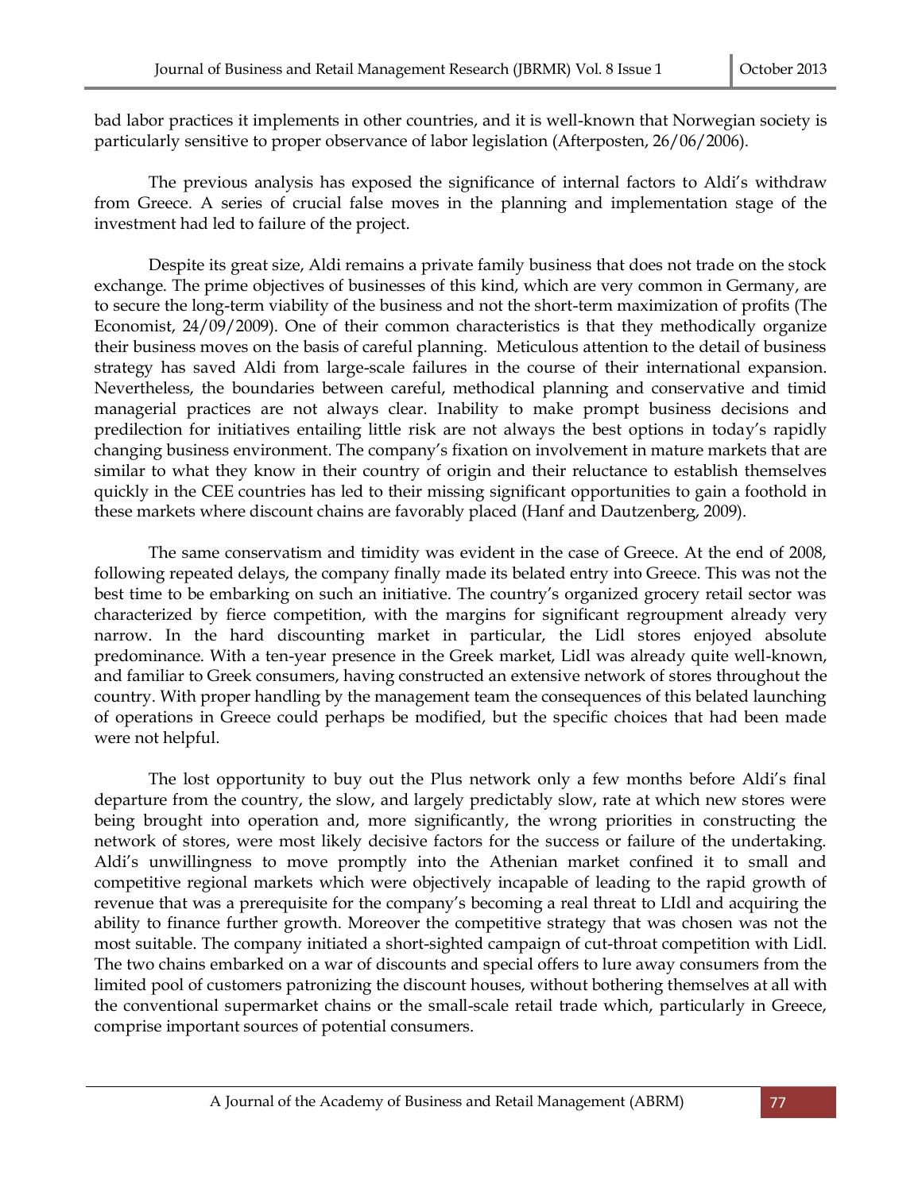bad labor practices it implements in other countries, and it is well-known that Norwegian society is particularly sensitive to proper observance of labor legislation (Afterposten, 26/06/2006).

The previous analysis has exposed the significance of internal factors to Aldi's withdraw from Greece. A series of crucial false moves in the planning and implementation stage of the investment had led to failure of the project.

Despite its great size, Aldi remains a private family business that does not trade on the stock exchange. The prime objectives of businesses of this kind, which are very common in Germany, are to secure the long-term viability of the business and not the short-term maximization of profits (The Economist, 24/09/2009). One of their common characteristics is that they methodically organize their business moves on the basis of careful planning. Meticulous attention to the detail of business strategy has saved Aldi from large-scale failures in the course of their international expansion. Nevertheless, the boundaries between careful, methodical planning and conservative and timid managerial practices are not always clear. Inability to make prompt business decisions and predilection for initiatives entailing little risk are not always the best options in today's rapidly changing business environment. The company's fixation on involvement in mature markets that are similar to what they know in their country of origin and their reluctance to establish themselves quickly in the CEE countries has led to their missing significant opportunities to gain a foothold in these markets where discount chains are favorably placed (Hanf and Dautzenberg, 2009).

The same conservatism and timidity was evident in the case of Greece. At the end of 2008, following repeated delays, the company finally made its belated entry into Greece. This was not the best time to be embarking on such an initiative. The country's organized grocery retail sector was characterized by fierce competition, with the margins for significant regroupment already very narrow. In the hard discounting market in particular, the Lidl stores enjoyed absolute predominance. With a ten-year presence in the Greek market, Lidl was already quite well-known, and familiar to Greek consumers, having constructed an extensive network of stores throughout the country. With proper handling by the management team the consequences of this belated launching of operations in Greece could perhaps be modified, but the specific choices that had been made were not helpful.

The lost opportunity to buy out the Plus network only a few months before Aldi's final departure from the country, the slow, and largely predictably slow, rate at which new stores were being brought into operation and, more significantly, the wrong priorities in constructing the network of stores, were most likely decisive factors for the success or failure of the undertaking. Aldi's unwillingness to move promptly into the Athenian market confined it to small and competitive regional markets which were objectively incapable of leading to the rapid growth of revenue that was a prerequisite for the company's becoming a real threat to LIdl and acquiring the ability to finance further growth. Moreover the competitive strategy that was chosen was not the most suitable. The company initiated a short-sighted campaign of cut-throat competition with Lidl. The two chains embarked on a war of discounts and special offers to lure away consumers from the limited pool of customers patronizing the discount houses, without bothering themselves at all with the conventional supermarket chains or the small-scale retail trade which, particularly in Greece, comprise important sources of potential consumers.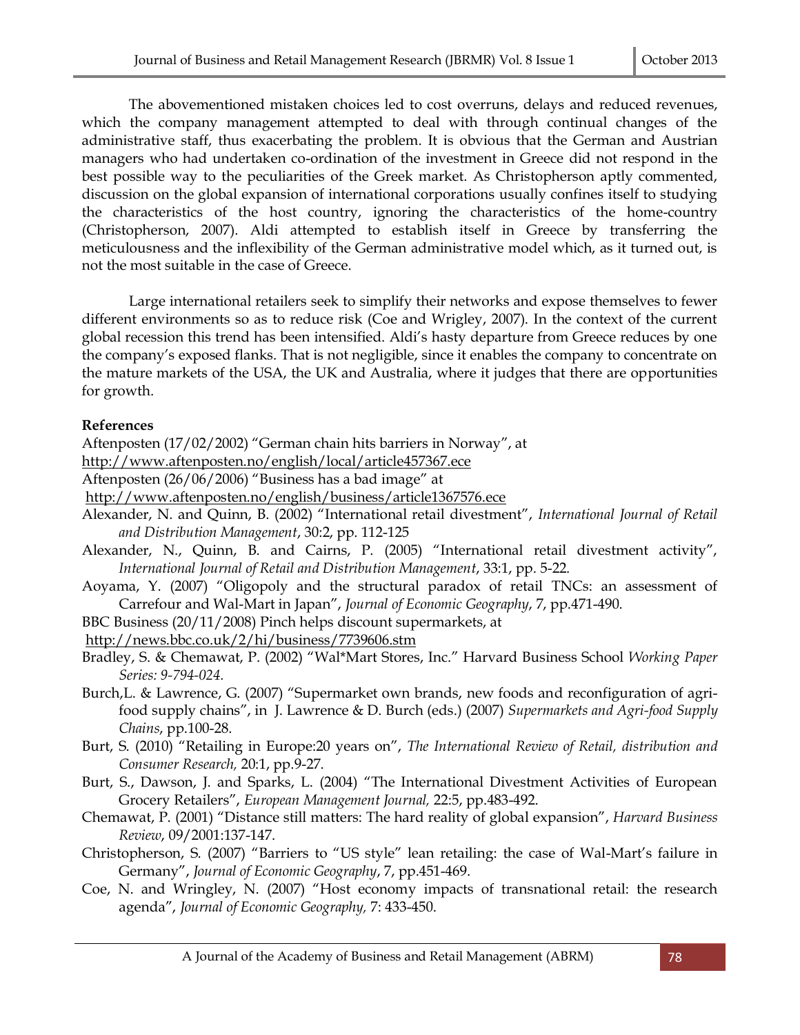The abovementioned mistaken choices led to cost overruns, delays and reduced revenues, which the company management attempted to deal with through continual changes of the administrative staff, thus exacerbating the problem. It is obvious that the German and Austrian managers who had undertaken co-ordination of the investment in Greece did not respond in the best possible way to the peculiarities of the Greek market. As Christopherson aptly commented, discussion on the global expansion of international corporations usually confines itself to studying the characteristics of the host country, ignoring the characteristics of the home-country (Christopherson, 2007). Aldi attempted to establish itself in Greece by transferring the meticulousness and the inflexibility of the German administrative model which, as it turned out, is not the most suitable in the case of Greece.

Large international retailers seek to simplify their networks and expose themselves to fewer different environments so as to reduce risk (Coe and Wrigley, 2007). In the context of the current global recession this trend has been intensified. Aldi's hasty departure from Greece reduces by one the company's exposed flanks. That is not negligible, since it enables the company to concentrate on the mature markets of the USA, the UK and Australia, where it judges that there are opportunities for growth.

**References**

Aftenposten (17/02/2002) "German chain hits barriers in Norway", at http://www.aftenposten.no/english/local/article457367.ece

Aftenposten (26/06/2006) "Business has a bad image" at http://www.aftenposten.no/english/business/article1367576.ece

Alexander, N. and Quinn, B. (2002) "International retail divestment", *International Journal of Retail and Distribution Management*, 30:2, pp. 112-125

Alexander, N., Quinn, B. and Cairns, P. (2005) "International retail divestment activity", *International Journal of Retail and Distribution Management*, 33:1, pp. 5-22.

Aoyama, Y. (2007) "Oligopoly and the structural paradox of retail TNCs: an assessment of Carrefour and Wal-Mart in Japan", *Journal of Economic Geography*, 7, pp.471-490.

BBC Business (20/11/2008) Pinch helps discount supermarkets, at http://news.bbc.co.uk/2/hi/business/7739606.stm

Bradley, S. & Chemawat, P. (2002) "Wal*Mart Stores, Inc." Harvard Business School *Working Paper Series: 9-794-024.*

Burch,L. & Lawrence, G. (2007) "Supermarket own brands, new foods and reconfiguration of agri-food supply chains", in J. Lawrence & D. Burch (eds.) (2007) *Supermarkets and Agri-food Supply Chains*, pp.100-28.

Burt, S. (2010) "Retailing in Europe:20 years on", *The International Review of Retail, distribution and Consumer Research,* 20:1, pp.9-27.

Burt, S., Dawson, J. and Sparks, L. (2004) "The International Divestment Activities of European Grocery Retailers", *European Management Journal,* 22:5, pp.483-492.

Chemawat, P. (2001) "Distance still matters: The hard reality of global expansion", *Harvard Business Review*, 09/2001:137-147.

Christopherson, S. (2007) "Barriers to "US style" lean retailing: the case of Wal-Mart's failure in Germany", *Journal of Economic Geography*, 7, pp.451-469.

Coe, N. and Wringley, N. (2007) "Host economy impacts of transnational retail: the research agenda", *Journal of Economic Geography,* 7: 433-450.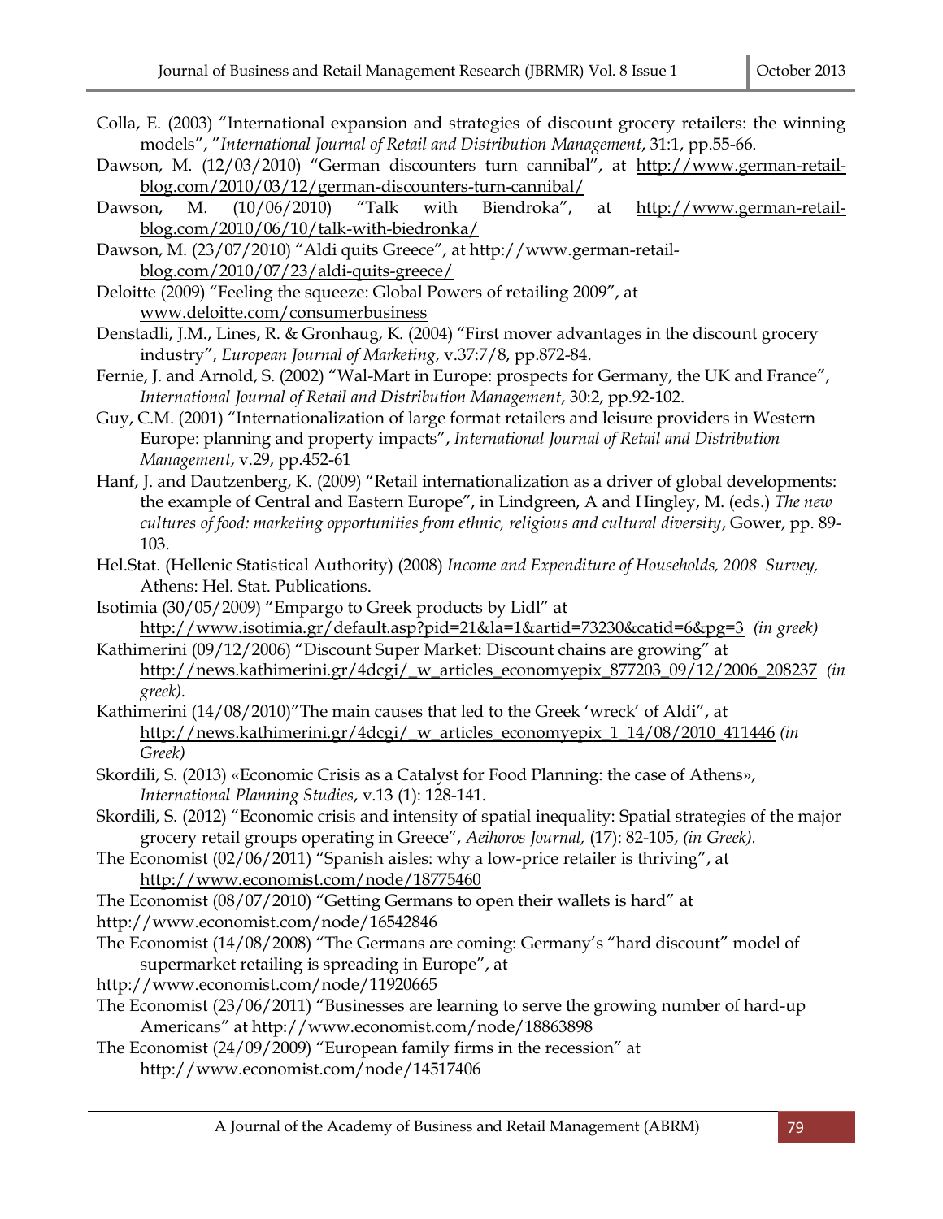Colla, E. (2003) "International expansion and strategies of discount grocery retailers: the winning models", "*International Journal of Retail and Distribution Management*, 31:1, pp.55-66.

Dawson, M. (12/03/2010) "German discounters turn cannibal", at http://www.german-retail-blog.com/2010/03/12/german-discounters-turn-cannibal/

Dawson, M. (10/06/2010) "Talk with Biendroka", at http://www.german-retail-blog.com/2010/06/10/talk-with-biedronka/

Dawson, M. (23/07/2010) "Aldi quits Greece", at http://www.german-retail-blog.com/2010/07/23/aldi-quits-greece/

Deloitte (2009) "Feeling the squeeze: Global Powers of retailing 2009", at www.deloitte.com/consumerbusiness

Denstadli, J.M., Lines, R. & Gronhaug, K. (2004) "First mover advantages in the discount grocery industry", *European Journal of Marketing*, v.37:7/8, pp.872-84.

Fernie, J. and Arnold, S. (2002) "Wal-Mart in Europe: prospects for Germany, the UK and France", *International Journal of Retail and Distribution Management*, 30:2, pp.92-102.

Guy, C.M. (2001) "Internationalization of large format retailers and leisure providers in Western Europe: planning and property impacts", *International Journal of Retail and Distribution Management*, v.29, pp.452-61

Hanf, J. and Dautzenberg, K. (2009) "Retail internationalization as a driver of global developments: the example of Central and Eastern Europe", in Lindgreen, A and Hingley, M. (eds.) *The new cultures of food: marketing opportunities from ethnic, religious and cultural diversity*, Gower, pp. 89-103.

Hel.Stat. (Hellenic Statistical Authority) (2008) *Income and Expenditure of Households, 2008 Survey,* Athens: Hel. Stat. Publications.

Isotimia (30/05/2009) "Empargo to Greek products by Lidl" at http://www.isotimia.gr/default.asp?pid=21&la=1&artid=73230&catid=6&pg=3 *(in greek)*

Kathimerini (09/12/2006) "Discount Super Market: Discount chains are growing" at http://news.kathimerini.gr/4dcgi/_w_articles_economyepix_877203_09/12/2006_208237 *(in greek).*

Kathimerini (14/08/2010)"The main causes that led to the Greek 'wreck' of Aldi", at http://news.kathimerini.gr/4dcgi/_w_articles_economyepix_1_14/08/2010_411446 *(in Greek)*

Skordili, S. (2013) «Economic Crisis as a Catalyst for Food Planning: the case of Athens», *International Planning Studies*, v.13 (1): 128-141.

Skordili, S. (2012) "Economic crisis and intensity of spatial inequality: Spatial strategies of the major grocery retail groups operating in Greece", *Aeihoros Journal,* (17): 82-105, *(in Greek).*

The Economist (02/06/2011) "Spanish aisles: why a low-price retailer is thriving", at http://www.economist.com/node/18775460

The Economist (08/07/2010) "Getting Germans to open their wallets is hard" at http://www.economist.com/node/16542846

The Economist (14/08/2008) "The Germans are coming: Germany's "hard discount" model of supermarket retailing is spreading in Europe", at http://www.economist.com/node/11920665

The Economist (23/06/2011) "Businesses are learning to serve the growing number of hard-up Americans" at http://www.economist.com/node/18863898

The Economist (24/09/2009) "European family firms in the recession" at http://www.economist.com/node/14517406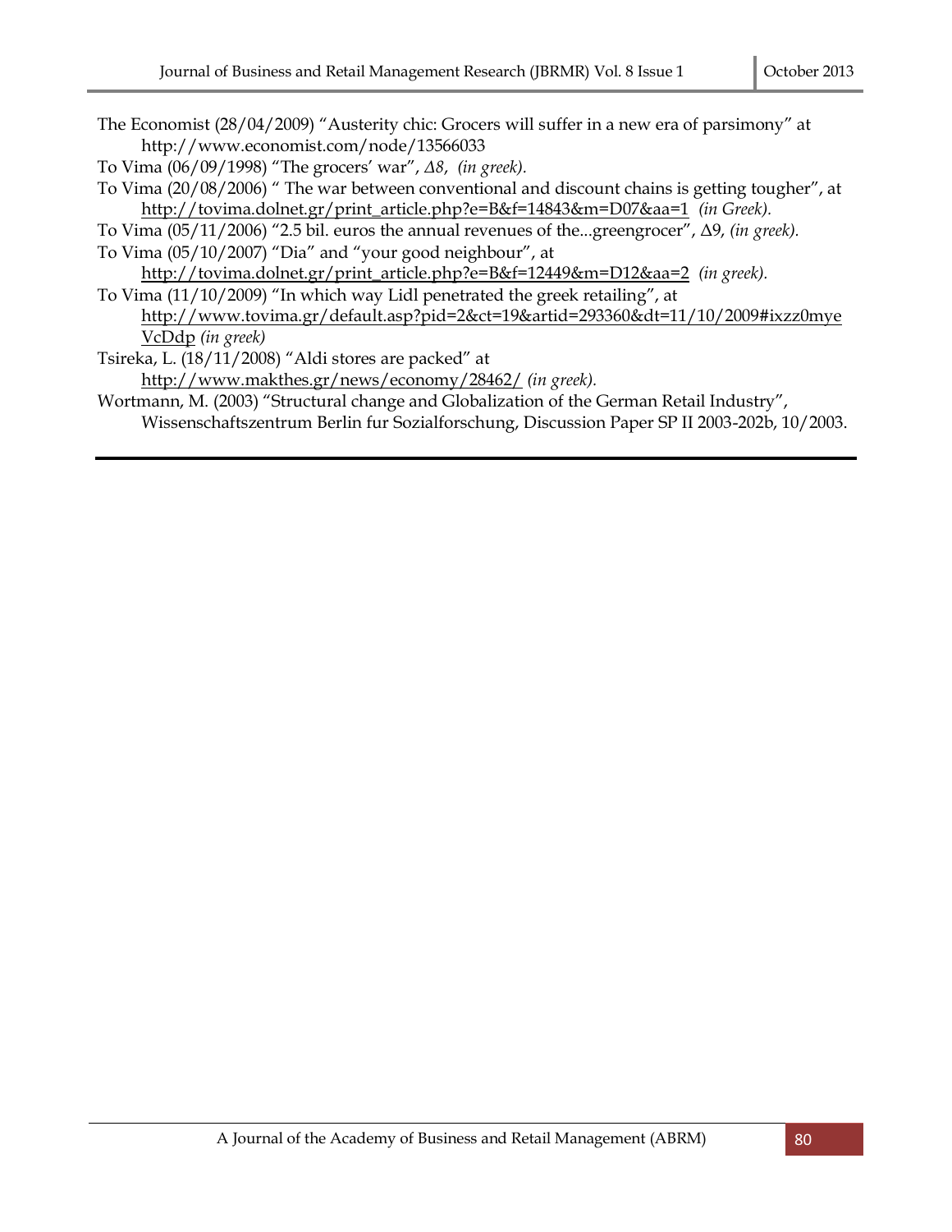The Economist (28/04/2009) "Austerity chic: Grocers will suffer in a new era of parsimony" at http://www.economist.com/node/13566033

To Vima (06/09/1998) "The grocers' war", *Δ8*, *(in greek).*

To Vima (20/08/2006) " The war between conventional and discount chains is getting tougher", at http://tovima.dolnet.gr/print_article.php?e=B&f=14843&m=D07&aa=1 *(in Greek).*

To Vima (05/11/2006) "2.5 bil. euros the annual revenues of the...greengrocer", Δ9, *(in greek).*

To Vima (05/10/2007) "Dia" and "your good neighbour", at http://tovima.dolnet.gr/print_article.php?e=B&f=12449&m=D12&aa=2 *(in greek).*

To Vima (11/10/2009) "In which way Lidl penetrated the greek retailing", at http://www.tovima.gr/default.asp?pid=2&ct=19&artid=293360&dt=11/10/2009#ixzz0myeVcDdp *(in greek)*

Tsireka, L. (18/11/2008) "Aldi stores are packed" at http://www.makthes.gr/news/economy/28462/ *(in greek).*

Wortmann, M. (2003) "Structural change and Globalization of the German Retail Industry", Wissenschaftszentrum Berlin fur Sozialforschung, Discussion Paper SP II 2003-202b, 10/2003.